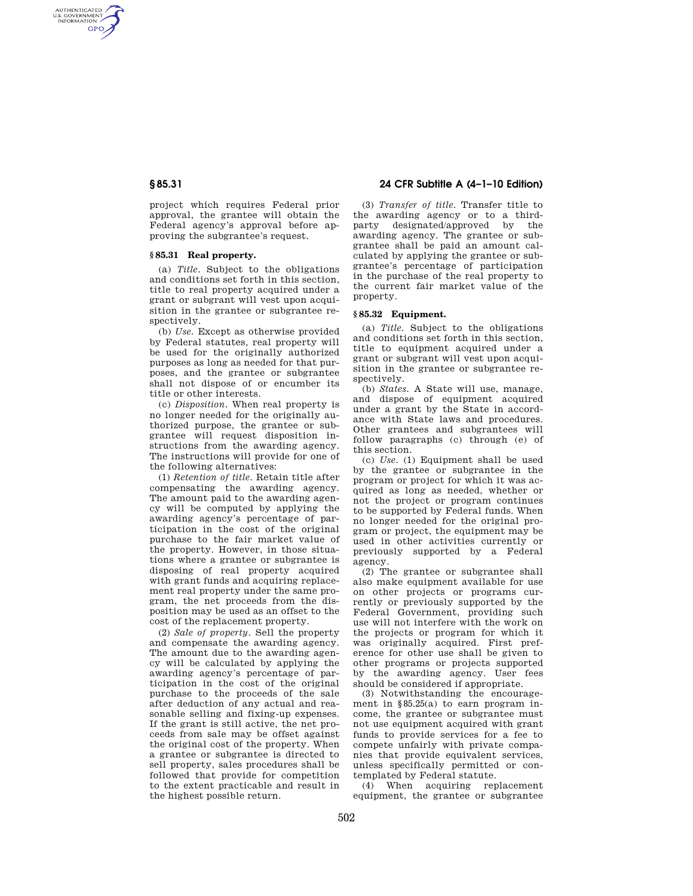project which requires Federal prior approval, the grantee will obtain the Federal agency's approval before approving the subgrantee's request.

### § 85.31 Real property.

(a) *Title.* Subject to the obligations and conditions set forth in this section, title to real property acquired under a grant or subgrant will vest upon acquisition in the grantee or subgrantee respectively.

(b) *Use.* Except as otherwise provided by Federal statutes, real property will be used for the originally authorized purposes as long as needed for that purposes, and the grantee or subgrantee shall not dispose of or encumber its title or other interests.

(c) *Disposition.* When real property is no longer needed for the originally authorized purpose, the grantee or subgrantee will request disposition instructions from the awarding agency. The instructions will provide for one of the following alternatives:

(1) *Retention of title.* Retain title after compensating the awarding agency. The amount paid to the awarding agency will be computed by applying the awarding agency's percentage of participation in the cost of the original purchase to the fair market value of the property. However, in those situations where a grantee or subgrantee is disposing of real property acquired with grant funds and acquiring replacement real property under the same program, the net proceeds from the disposition may be used as an offset to the cost of the replacement property.

(2) *Sale of property.* Sell the property and compensate the awarding agency. The amount due to the awarding agency will be calculated by applying the awarding agency's percentage of participation in the cost of the original purchase to the proceeds of the sale after deduction of any actual and reasonable selling and fixing-up expenses. If the grant is still active, the net proceeds from sale may be offset against the original cost of the property. When a grantee or subgrantee is directed to sell property, sales procedures shall be followed that provide for competition to the extent practicable and result in the highest possible return.

(3) *Transfer of title.* Transfer title to the awarding agency or to a third-party designated/approved by the awarding agency. The grantee or subgrantee shall be paid an amount calculated by applying the grantee or subgrantee's percentage of participation in the purchase of the real property to the current fair market value of the property.

### § 85.32 Equipment.

(a) *Title.* Subject to the obligations and conditions set forth in this section, title to equipment acquired under a grant or subgrant will vest upon acquisition in the grantee or subgrantee respectively.

(b) *States.* A State will use, manage, and dispose of equipment acquired under a grant by the State in accordance with State laws and procedures. Other grantees and subgrantees will follow paragraphs (c) through (e) of this section.

(c) *Use.* (1) Equipment shall be used by the grantee or subgrantee in the program or project for which it was acquired as long as needed, whether or not the project or program continues to be supported by Federal funds. When no longer needed for the original program or project, the equipment may be used in other activities currently or previously supported by a Federal agency.

(2) The grantee or subgrantee shall also make equipment available for use on other projects or programs currently or previously supported by the Federal Government, providing such use will not interfere with the work on the projects or program for which it was originally acquired. First preference for other use shall be given to other programs or projects supported by the awarding agency. User fees should be considered if appropriate.

(3) Notwithstanding the encouragement in §85.25(a) to earn program income, the grantee or subgrantee must not use equipment acquired with grant funds to provide services for a fee to compete unfairly with private companies that provide equivalent services, unless specifically permitted or contemplated by Federal statute.

(4) When acquiring replacement equipment, the grantee or subgrantee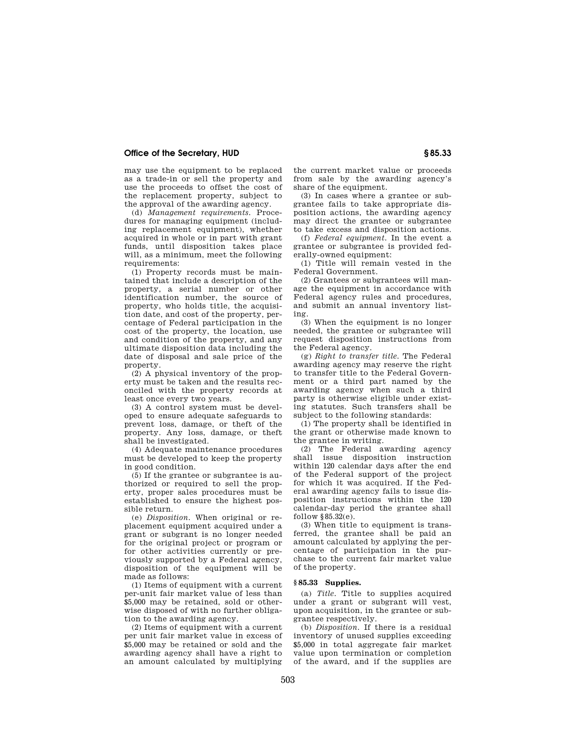may use the equipment to be replaced as a trade-in or sell the property and use the proceeds to offset the cost of the replacement property, subject to the approval of the awarding agency.

(d) *Management requirements.* Procedures for managing equipment (including replacement equipment), whether acquired in whole or in part with grant funds, until disposition takes place will, as a minimum, meet the following requirements:

(1) Property records must be maintained that include a description of the property, a serial number or other identification number, the source of property, who holds title, the acquisition date, and cost of the property, percentage of Federal participation in the cost of the property, the location, use and condition of the property, and any ultimate disposition data including the date of disposal and sale price of the property.

(2) A physical inventory of the property must be taken and the results reconciled with the property records at least once every two years.

(3) A control system must be developed to ensure adequate safeguards to prevent loss, damage, or theft of the property. Any loss, damage, or theft shall be investigated.

(4) Adequate maintenance procedures must be developed to keep the property in good condition.

(5) If the grantee or subgrantee is authorized or required to sell the property, proper sales procedures must be established to ensure the highest possible return.

(e) *Disposition.* When original or replacement equipment acquired under a grant or subgrant is no longer needed for the original project or program or for other activities currently or previously supported by a Federal agency, disposition of the equipment will be made as follows:

(1) Items of equipment with a current per-unit fair market value of less than $5,000 may be retained, sold or otherwise disposed of with no further obligation to the awarding agency.

(2) Items of equipment with a current per unit fair market value in excess of $5,000 may be retained or sold and the awarding agency shall have a right to an amount calculated by multiplying the current market value or proceeds from sale by the awarding agency's share of the equipment.

(3) In cases where a grantee or subgrantee fails to take appropriate disposition actions, the awarding agency may direct the grantee or subgrantee to take excess and disposition actions.

(f) *Federal equipment.* In the event a grantee or subgrantee is provided federally-owned equipment:

(1) Title will remain vested in the Federal Government.

(2) Grantees or subgrantees will manage the equipment in accordance with Federal agency rules and procedures, and submit an annual inventory listing.

(3) When the equipment is no longer needed, the grantee or subgrantee will request disposition instructions from the Federal agency.

(g) *Right to transfer title.* The Federal awarding agency may reserve the right to transfer title to the Federal Government or a third part named by the awarding agency when such a third party is otherwise eligible under existing statutes. Such transfers shall be subject to the following standards:

(1) The property shall be identified in the grant or otherwise made known to the grantee in writing.

(2) The Federal awarding agency shall issue disposition instruction within 120 calendar days after the end of the Federal support of the project for which it was acquired. If the Federal awarding agency fails to issue disposition instructions within the 120 calendar-day period the grantee shall follow §85.32(e).

(3) When title to equipment is transferred, the grantee shall be paid an amount calculated by applying the percentage of participation in the purchase to the current fair market value of the property.

## § 85.33 Supplies.

(a) *Title.* Title to supplies acquired under a grant or subgrant will vest, upon acquisition, in the grantee or subgrantee respectively.

(b) *Disposition.* If there is a residual inventory of unused supplies exceeding $5,000 in total aggregate fair market value upon termination or completion of the award, and if the supplies are